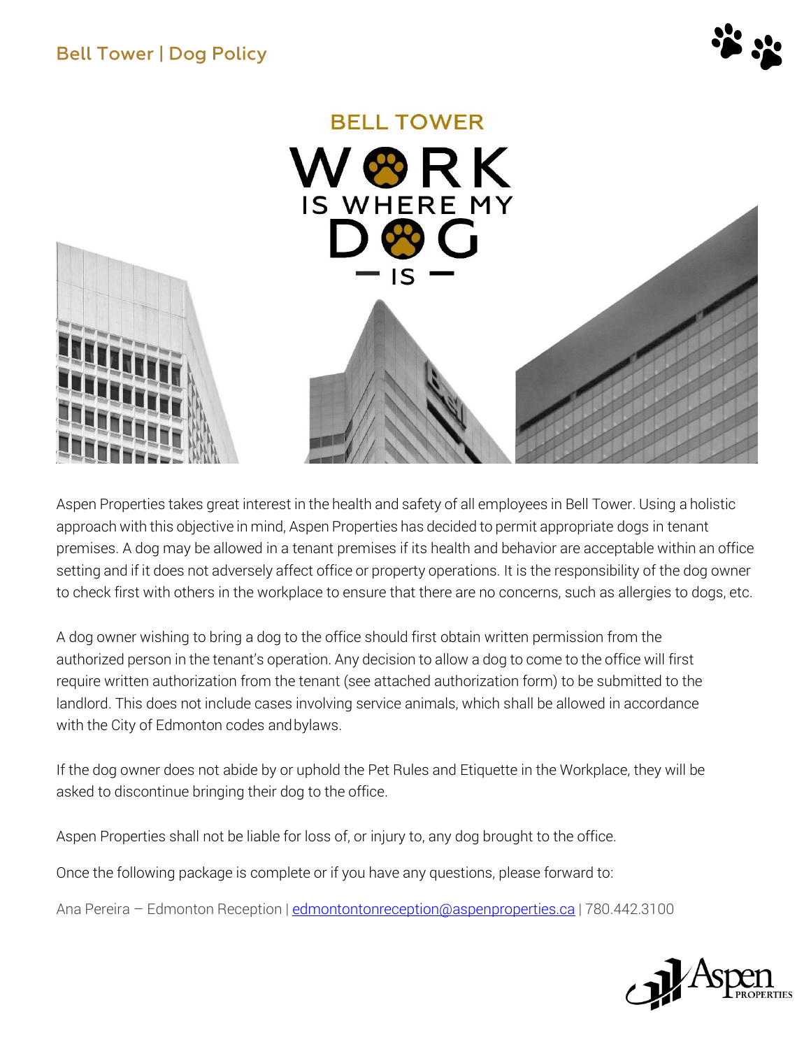# Bell Tower | Dog Policy

## BELL TOWER

## WORK IS WHERE MY DOG IS

Aspen Properties takes great interest in the health and safety of all employees in Bell Tower. Using a holistic approach with this objective in mind, Aspen Properties has decided to permit appropriate dogs in tenant premises. A dog may be allowed in a tenant premises if its health and behavior are acceptable within an office setting and if it does not adversely affect office or property operations. It is the responsibility of the dog owner to check first with others in the workplace to ensure that there are no concerns, such as allergies to dogs, etc.

A dog owner wishing to bring a dog to the office should first obtain written permission from the authorized person in the tenant's operation. Any decision to allow a dog to come to the office will first require written authorization from the tenant (see attached authorization form) to be submitted to the landlord. This does not include cases involving service animals, which shall be allowed in accordance with the City of Edmonton codes and bylaws.

If the dog owner does not abide by or uphold the Pet Rules and Etiquette in the Workplace, they will be asked to discontinue bringing their dog to the office.

Aspen Properties shall not be liable for loss of, or injury to, any dog brought to the office.

Once the following package is complete or if you have any questions, please forward to:

Ana Pereira – Edmonton Reception | edmontontonreception@aspenproperties.ca | 780.442.3100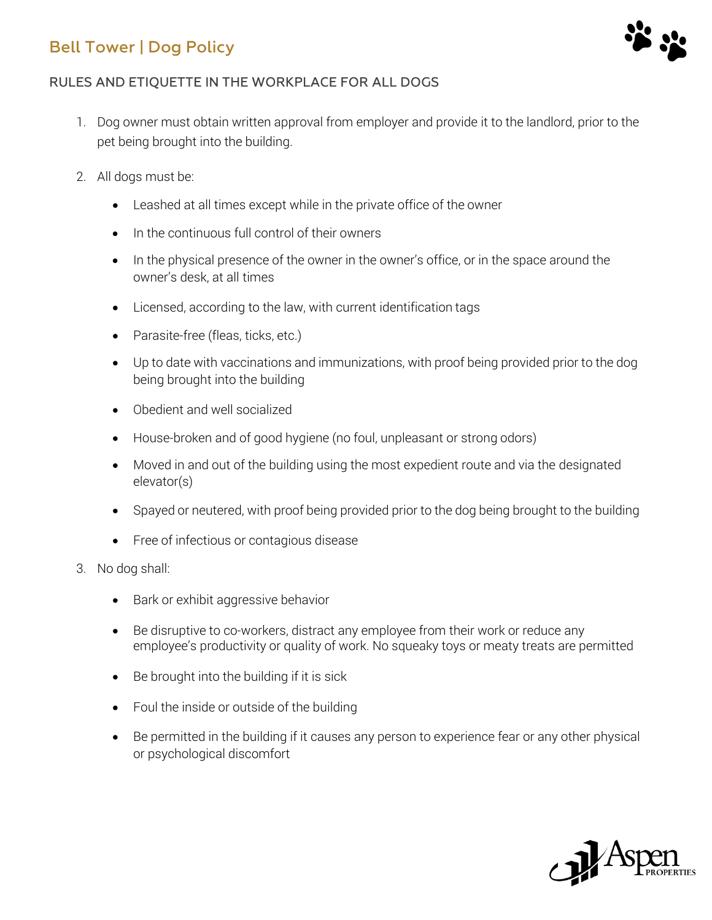# Bell Tower | Dog Policy

## RULES AND ETIQUETTE IN THE WORKPLACE FOR ALL DOGS

1. Dog owner must obtain written approval from employer and provide it to the landlord, prior to the pet being brought into the building.

2. All dogs must be:
   - Leashed at all times except while in the private office of the owner
   - In the continuous full control of their owners
   - In the physical presence of the owner in the owner's office, or in the space around the owner's desk, at all times
   - Licensed, according to the law, with current identification tags
   - Parasite-free (fleas, ticks, etc.)
   - Up to date with vaccinations and immunizations, with proof being provided prior to the dog being brought into the building
   - Obedient and well socialized
   - House-broken and of good hygiene (no foul, unpleasant or strong odors)
   - Moved in and out of the building using the most expedient route and via the designated elevator(s)
   - Spayed or neutered, with proof being provided prior to the dog being brought to the building
   - Free of infectious or contagious disease

3. No dog shall:
   - Bark or exhibit aggressive behavior
   - Be disruptive to co-workers, distract any employee from their work or reduce any employee's productivity or quality of work. No squeaky toys or meaty treats are permitted
   - Be brought into the building if it is sick
   - Foul the inside or outside of the building
   - Be permitted in the building if it causes any person to experience fear or any other physical or psychological discomfort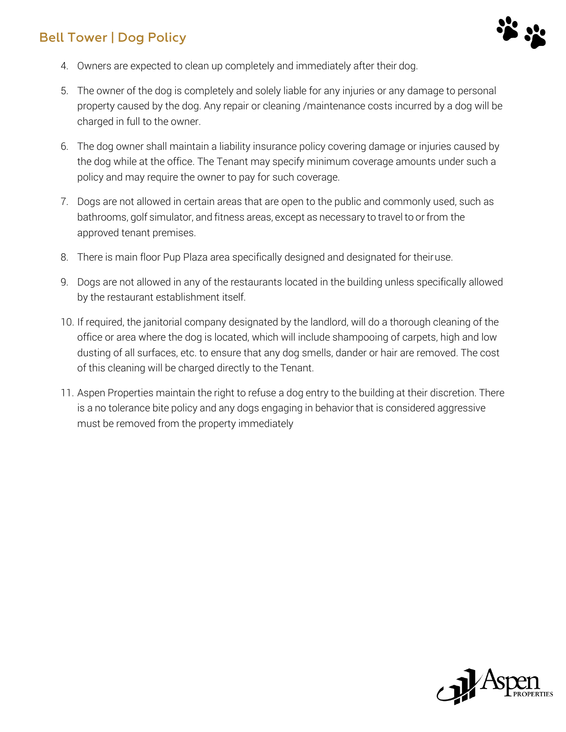4. Owners are expected to clean up completely and immediately after their dog.
5. The owner of the dog is completely and solely liable for any injuries or any damage to personal property caused by the dog. Any repair or cleaning /maintenance costs incurred by a dog will be charged in full to the owner.
6. The dog owner shall maintain a liability insurance policy covering damage or injuries caused by the dog while at the office. The Tenant may specify minimum coverage amounts under such a policy and may require the owner to pay for such coverage.
7. Dogs are not allowed in certain areas that are open to the public and commonly used, such as bathrooms, golf simulator, and fitness areas, except as necessary to travel to or from the approved tenant premises.
8. There is main floor Pup Plaza area specifically designed and designated for their use.
9. Dogs are not allowed in any of the restaurants located in the building unless specifically allowed by the restaurant establishment itself.
10. If required, the janitorial company designated by the landlord, will do a thorough cleaning of the office or area where the dog is located, which will include shampooing of carpets, high and low dusting of all surfaces, etc. to ensure that any dog smells, dander or hair are removed. The cost of this cleaning will be charged directly to the Tenant.
11. Aspen Properties maintain the right to refuse a dog entry to the building at their discretion. There is a no tolerance bite policy and any dogs engaging in behavior that is considered aggressive must be removed from the property immediately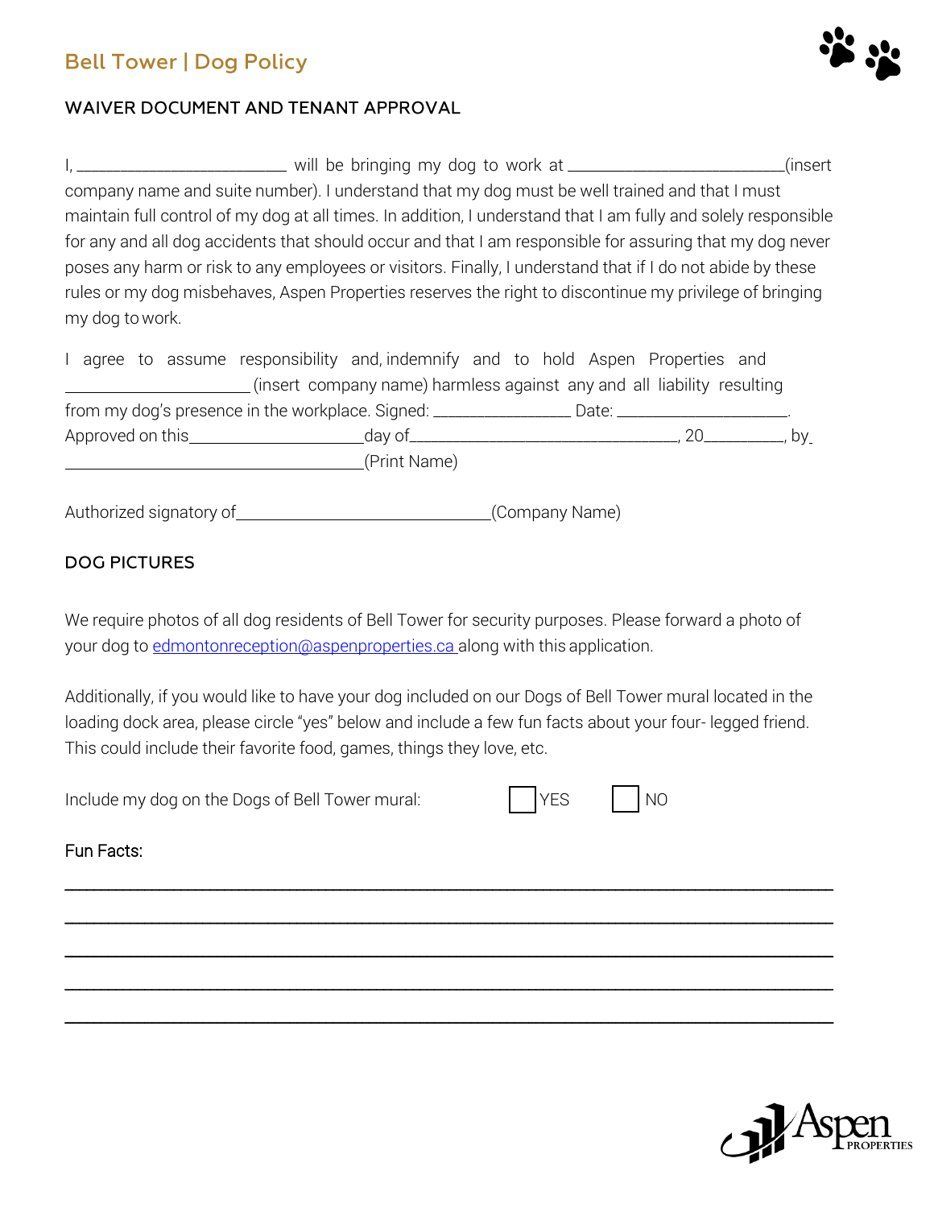## Bell Tower | Dog Policy

### WAIVER DOCUMENT AND TENANT APPROVAL

I, _________________________ will be bringing my dog to work at _________________________(insert company name and suite number). I understand that my dog must be well trained and that I must maintain full control of my dog at all times. In addition, I understand that I am fully and solely responsible for any and all dog accidents that should occur and that I am responsible for assuring that my dog never poses any harm or risk to any employees or visitors. Finally, I understand that if I do not abide by these rules or my dog misbehaves, Aspen Properties reserves the right to discontinue my privilege of bringing my dog to work.

I agree to assume responsibility and, indemnify and to hold Aspen Properties and ______________________(insert company name) harmless against any and all liability resulting from my dog's presence in the workplace. Signed: ________________ Date: ____________________.
Approved on this____________________day of________________________________, 20_________, by ___________________________________(Print Name)

Authorized signatory of______________________________(Company Name)

### DOG PICTURES

We require photos of all dog residents of Bell Tower for security purposes. Please forward a photo of your dog to edmontonreception@aspenproperties.ca along with this application.

Additionally, if you would like to have your dog included on our Dogs of Bell Tower mural located in the loading dock area, please circle "yes" below and include a few fun facts about your four- legged friend. This could include their favorite food, games, things they love, etc.

Include my dog on the Dogs of Bell Tower mural: ☐ YES ☐ NO

Fun Facts:

______________________________________________________________________________

______________________________________________________________________________

______________________________________________________________________________

______________________________________________________________________________

______________________________________________________________________________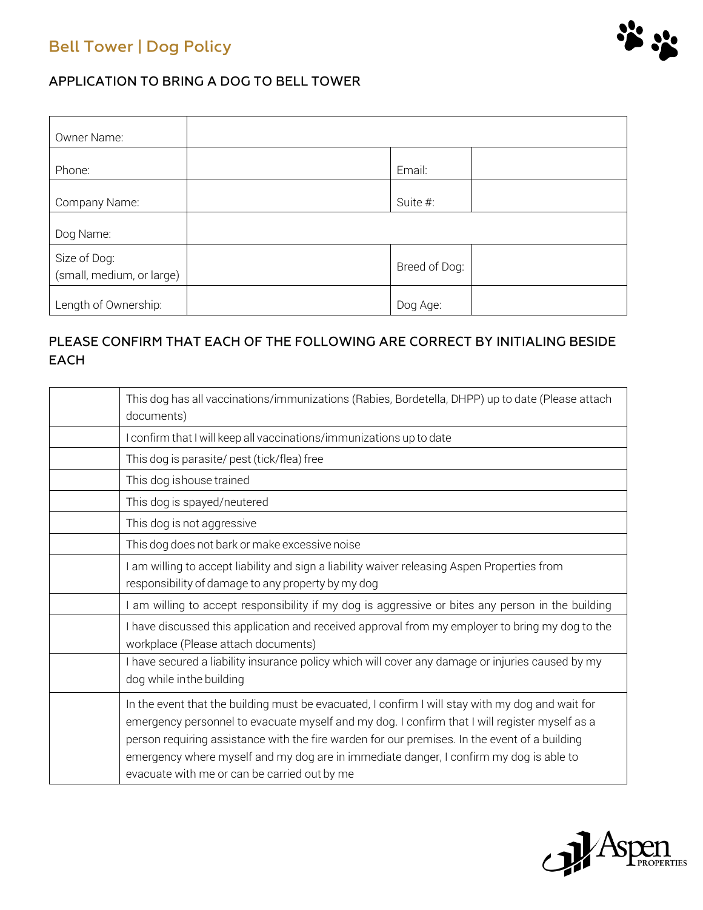## Bell Tower | Dog Policy

### APPLICATION TO BRING A DOG TO BELL TOWER

| Owner Name: | | | |
|---|---|---|---|
| Phone: | | Email: | |
| Company Name: | | Suite #: | |
| Dog Name: | | | |
| Size of Dog: (small, medium, or large) | | Breed of Dog: | |
| Length of Ownership: | | Dog Age: | |

### PLEASE CONFIRM THAT EACH OF THE FOLLOWING ARE CORRECT BY INITIALING BESIDE EACH

| | |
|---|---|
| | This dog has all vaccinations/immunizations (Rabies, Bordetella, DHPP) up to date (Please attach documents) |
| | I confirm that I will keep all vaccinations/immunizations up to date |
| | This dog is parasite/ pest (tick/flea) free |
| | This dog ishouse trained |
| | This dog is spayed/neutered |
| | This dog is not aggressive |
| | This dog does not bark or make excessive noise |
| | I am willing to accept liability and sign a liability waiver releasing Aspen Properties from responsibility of damage to any property by my dog |
| | I am willing to accept responsibility if my dog is aggressive or bites any person in the building |
| | I have discussed this application and received approval from my employer to bring my dog to the workplace (Please attach documents) |
| | I have secured a liability insurance policy which will cover any damage or injuries caused by my dog while inthe building |
| | In the event that the building must be evacuated, I confirm I will stay with my dog and wait for emergency personnel to evacuate myself and my dog. I confirm that I will register myself as a person requiring assistance with the fire warden for our premises. In the event of a building emergency where myself and my dog are in immediate danger, I confirm my dog is able to evacuate with me or can be carried out by me |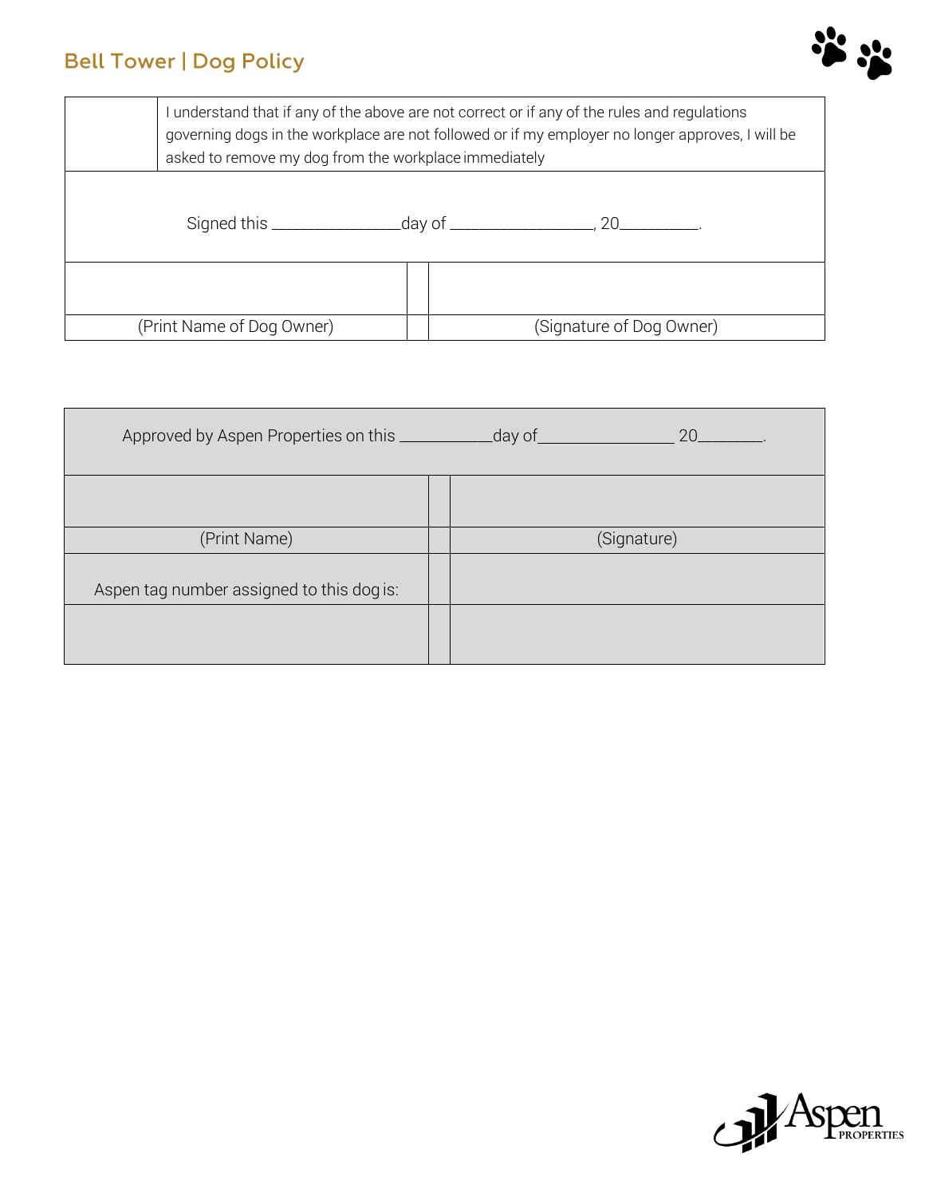| | |
|---|---|
| | I understand that if any of the above are not correct or if any of the rules and regulations governing dogs in the workplace are not followed or if my employer no longer approves, I will be asked to remove my dog from the workplace immediately |

Signed this ________________day of __________________, 20__________.

| | | |
|---|---|---|
| | | |
| (Print Name of Dog Owner) | | (Signature of Dog Owner) |

Approved by Aspen Properties on this ____________day of_________________ 20________.

| | | |
|---|---|---|
| | | |
| (Print Name) | | (Signature) |
| Aspen tag number assigned to this dog is: | | |
| | | |